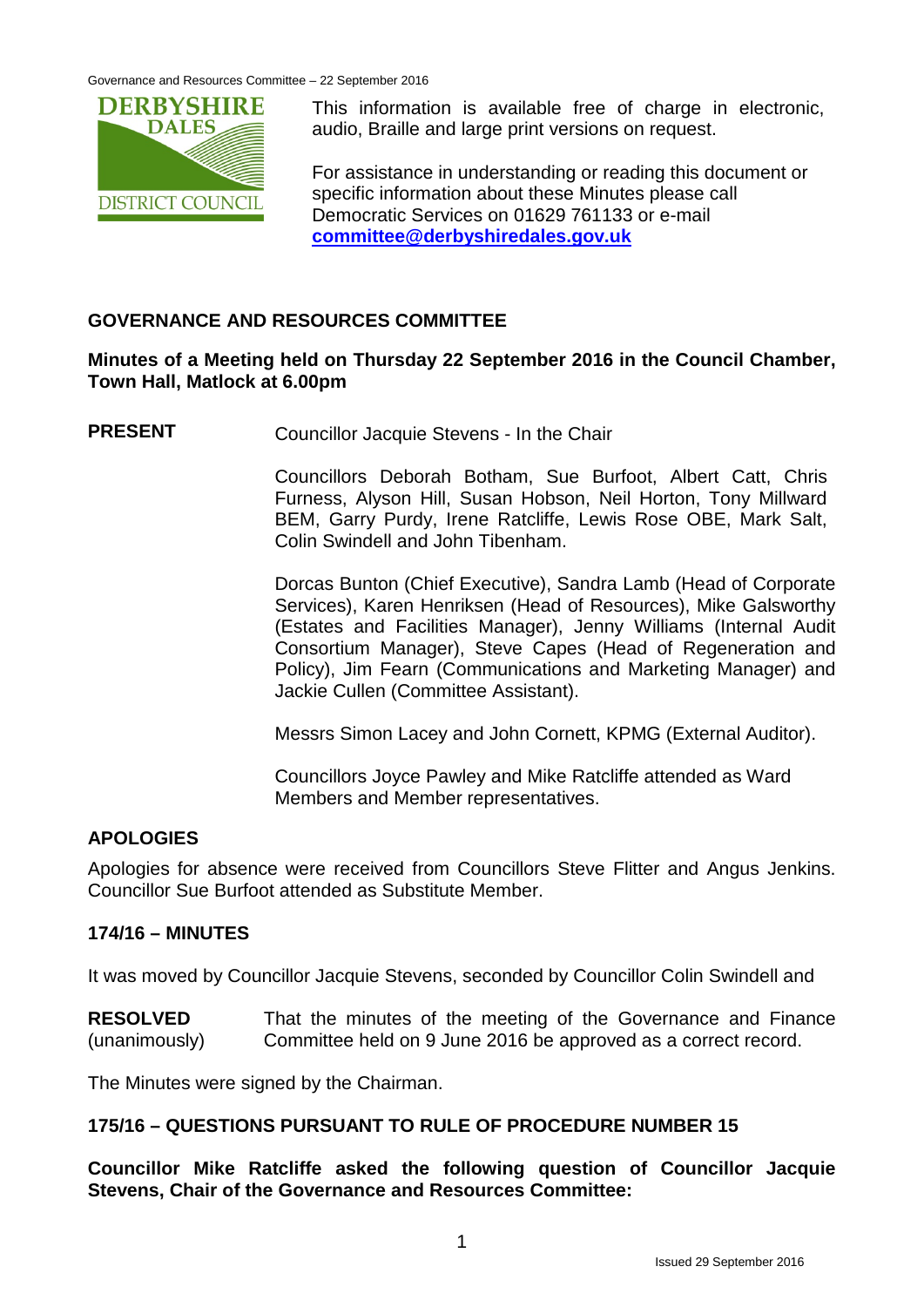This information is available free of charge in electronic, audio, Braille and large print versions on request.

For assistance in understanding or reading this document or specific information about these Minutes please call Democratic Services on 01629 761133 or e-mail **committee@derbyshiredales.gov.uk**

## GOVERNANCE AND RESOURCES COMMITTEE

**Minutes of a Meeting held on Thursday 22 September 2016 in the Council Chamber, Town Hall, Matlock at 6.00pm**

**PRESENT**

Councillor Jacquie Stevens - In the Chair

Councillors Deborah Botham, Sue Burfoot, Albert Catt, Chris Furness, Alyson Hill, Susan Hobson, Neil Horton, Tony Millward BEM, Garry Purdy, Irene Ratcliffe, Lewis Rose OBE, Mark Salt, Colin Swindell and John Tibenham.

Dorcas Bunton (Chief Executive), Sandra Lamb (Head of Corporate Services), Karen Henriksen (Head of Resources), Mike Galsworthy (Estates and Facilities Manager), Jenny Williams (Internal Audit Consortium Manager), Steve Capes (Head of Regeneration and Policy), Jim Fearn (Communications and Marketing Manager) and Jackie Cullen (Committee Assistant).

Messrs Simon Lacey and John Cornett, KPMG (External Auditor).

Councillors Joyce Pawley and Mike Ratcliffe attended as Ward Members and Member representatives.

### APOLOGIES

Apologies for absence were received from Councillors Steve Flitter and Angus Jenkins. Councillor Sue Burfoot attended as Substitute Member.

### 174/16 – MINUTES

It was moved by Councillor Jacquie Stevens, seconded by Councillor Colin Swindell and

**RESOLVED** (unanimously) That the minutes of the meeting of the Governance and Finance Committee held on 9 June 2016 be approved as a correct record.

The Minutes were signed by the Chairman.

### 175/16 – QUESTIONS PURSUANT TO RULE OF PROCEDURE NUMBER 15

**Councillor Mike Ratcliffe asked the following question of Councillor Jacquie Stevens, Chair of the Governance and Resources Committee:**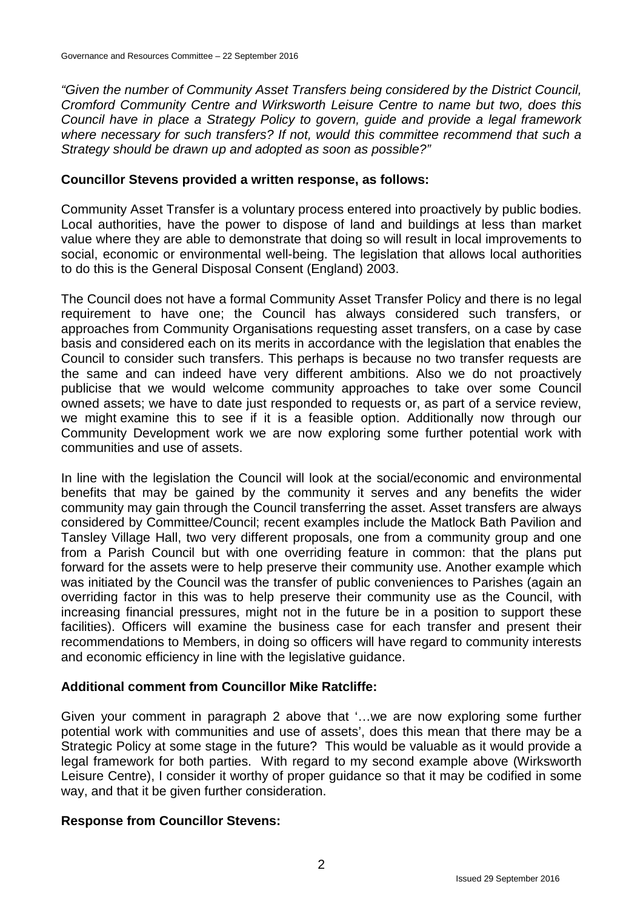*"Given the number of Community Asset Transfers being considered by the District Council, Cromford Community Centre and Wirksworth Leisure Centre to name but two, does this Council have in place a Strategy Policy to govern, guide and provide a legal framework where necessary for such transfers? If not, would this committee recommend that such a Strategy should be drawn up and adopted as soon as possible?"*

**Councillor Stevens provided a written response, as follows:**

Community Asset Transfer is a voluntary process entered into proactively by public bodies. Local authorities, have the power to dispose of land and buildings at less than market value where they are able to demonstrate that doing so will result in local improvements to social, economic or environmental well-being. The legislation that allows local authorities to do this is the General Disposal Consent (England) 2003.

The Council does not have a formal Community Asset Transfer Policy and there is no legal requirement to have one; the Council has always considered such transfers, or approaches from Community Organisations requesting asset transfers, on a case by case basis and considered each on its merits in accordance with the legislation that enables the Council to consider such transfers. This perhaps is because no two transfer requests are the same and can indeed have very different ambitions. Also we do not proactively publicise that we would welcome community approaches to take over some Council owned assets; we have to date just responded to requests or, as part of a service review, we might examine this to see if it is a feasible option. Additionally now through our Community Development work we are now exploring some further potential work with communities and use of assets.

In line with the legislation the Council will look at the social/economic and environmental benefits that may be gained by the community it serves and any benefits the wider community may gain through the Council transferring the asset. Asset transfers are always considered by Committee/Council; recent examples include the Matlock Bath Pavilion and Tansley Village Hall, two very different proposals, one from a community group and one from a Parish Council but with one overriding feature in common: that the plans put forward for the assets were to help preserve their community use. Another example which was initiated by the Council was the transfer of public conveniences to Parishes (again an overriding factor in this was to help preserve their community use as the Council, with increasing financial pressures, might not in the future be in a position to support these facilities). Officers will examine the business case for each transfer and present their recommendations to Members, in doing so officers will have regard to community interests and economic efficiency in line with the legislative guidance.

**Additional comment from Councillor Mike Ratcliffe:**

Given your comment in paragraph 2 above that '…we are now exploring some further potential work with communities and use of assets', does this mean that there may be a Strategic Policy at some stage in the future? This would be valuable as it would provide a legal framework for both parties. With regard to my second example above (Wirksworth Leisure Centre), I consider it worthy of proper guidance so that it may be codified in some way, and that it be given further consideration.

**Response from Councillor Stevens:**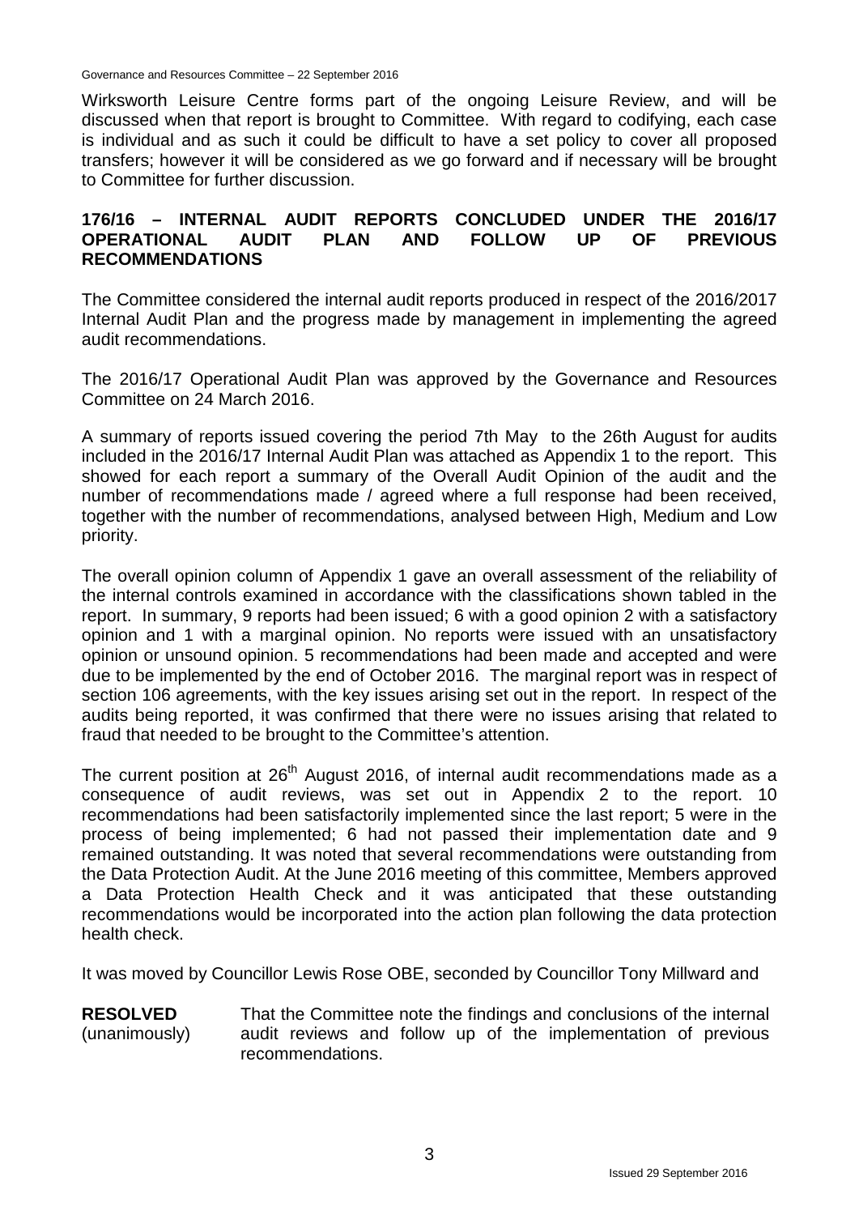Wirksworth Leisure Centre forms part of the ongoing Leisure Review, and will be discussed when that report is brought to Committee. With regard to codifying, each case is individual and as such it could be difficult to have a set policy to cover all proposed transfers; however it will be considered as we go forward and if necessary will be brought to Committee for further discussion.

## 176/16 – INTERNAL AUDIT REPORTS CONCLUDED UNDER THE 2016/17 OPERATIONAL AUDIT PLAN AND FOLLOW UP OF PREVIOUS RECOMMENDATIONS

The Committee considered the internal audit reports produced in respect of the 2016/2017 Internal Audit Plan and the progress made by management in implementing the agreed audit recommendations.

The 2016/17 Operational Audit Plan was approved by the Governance and Resources Committee on 24 March 2016.

A summary of reports issued covering the period 7th May to the 26th August for audits included in the 2016/17 Internal Audit Plan was attached as Appendix 1 to the report. This showed for each report a summary of the Overall Audit Opinion of the audit and the number of recommendations made / agreed where a full response had been received, together with the number of recommendations, analysed between High, Medium and Low priority.

The overall opinion column of Appendix 1 gave an overall assessment of the reliability of the internal controls examined in accordance with the classifications shown tabled in the report. In summary, 9 reports had been issued; 6 with a good opinion 2 with a satisfactory opinion and 1 with a marginal opinion. No reports were issued with an unsatisfactory opinion or unsound opinion. 5 recommendations had been made and accepted and were due to be implemented by the end of October 2016. The marginal report was in respect of section 106 agreements, with the key issues arising set out in the report. In respect of the audits being reported, it was confirmed that there were no issues arising that related to fraud that needed to be brought to the Committee's attention.

The current position at 26th August 2016, of internal audit recommendations made as a consequence of audit reviews, was set out in Appendix 2 to the report. 10 recommendations had been satisfactorily implemented since the last report; 5 were in the process of being implemented; 6 had not passed their implementation date and 9 remained outstanding. It was noted that several recommendations were outstanding from the Data Protection Audit. At the June 2016 meeting of this committee, Members approved a Data Protection Health Check and it was anticipated that these outstanding recommendations would be incorporated into the action plan following the data protection health check.

It was moved by Councillor Lewis Rose OBE, seconded by Councillor Tony Millward and

**RESOLVED** (unanimously) That the Committee note the findings and conclusions of the internal audit reviews and follow up of the implementation of previous recommendations.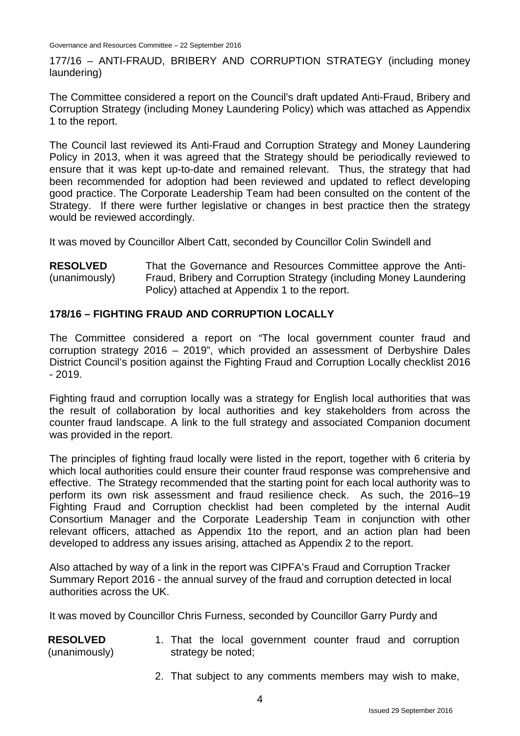177/16 – ANTI-FRAUD, BRIBERY AND CORRUPTION STRATEGY (including money laundering)

The Committee considered a report on the Council's draft updated Anti-Fraud, Bribery and Corruption Strategy (including Money Laundering Policy) which was attached as Appendix 1 to the report.

The Council last reviewed its Anti-Fraud and Corruption Strategy and Money Laundering Policy in 2013, when it was agreed that the Strategy should be periodically reviewed to ensure that it was kept up-to-date and remained relevant. Thus, the strategy that had been recommended for adoption had been reviewed and updated to reflect developing good practice. The Corporate Leadership Team had been consulted on the content of the Strategy. If there were further legislative or changes in best practice then the strategy would be reviewed accordingly.

It was moved by Councillor Albert Catt, seconded by Councillor Colin Swindell and

**RESOLVED** (unanimously) That the Governance and Resources Committee approve the Anti-Fraud, Bribery and Corruption Strategy (including Money Laundering Policy) attached at Appendix 1 to the report.

## 178/16 – FIGHTING FRAUD AND CORRUPTION LOCALLY

The Committee considered a report on "The local government counter fraud and corruption strategy 2016 – 2019", which provided an assessment of Derbyshire Dales District Council's position against the Fighting Fraud and Corruption Locally checklist 2016 - 2019.

Fighting fraud and corruption locally was a strategy for English local authorities that was the result of collaboration by local authorities and key stakeholders from across the counter fraud landscape. A link to the full strategy and associated Companion document was provided in the report.

The principles of fighting fraud locally were listed in the report, together with 6 criteria by which local authorities could ensure their counter fraud response was comprehensive and effective. The Strategy recommended that the starting point for each local authority was to perform its own risk assessment and fraud resilience check. As such, the 2016–19 Fighting Fraud and Corruption checklist had been completed by the internal Audit Consortium Manager and the Corporate Leadership Team in conjunction with other relevant officers, attached as Appendix 1to the report, and an action plan had been developed to address any issues arising, attached as Appendix 2 to the report.

Also attached by way of a link in the report was CIPFA's Fraud and Corruption Tracker Summary Report 2016 - the annual survey of the fraud and corruption detected in local authorities across the UK.

It was moved by Councillor Chris Furness, seconded by Councillor Garry Purdy and

**RESOLVED** (unanimously)

1. That the local government counter fraud and corruption strategy be noted;
2. That subject to any comments members may wish to make,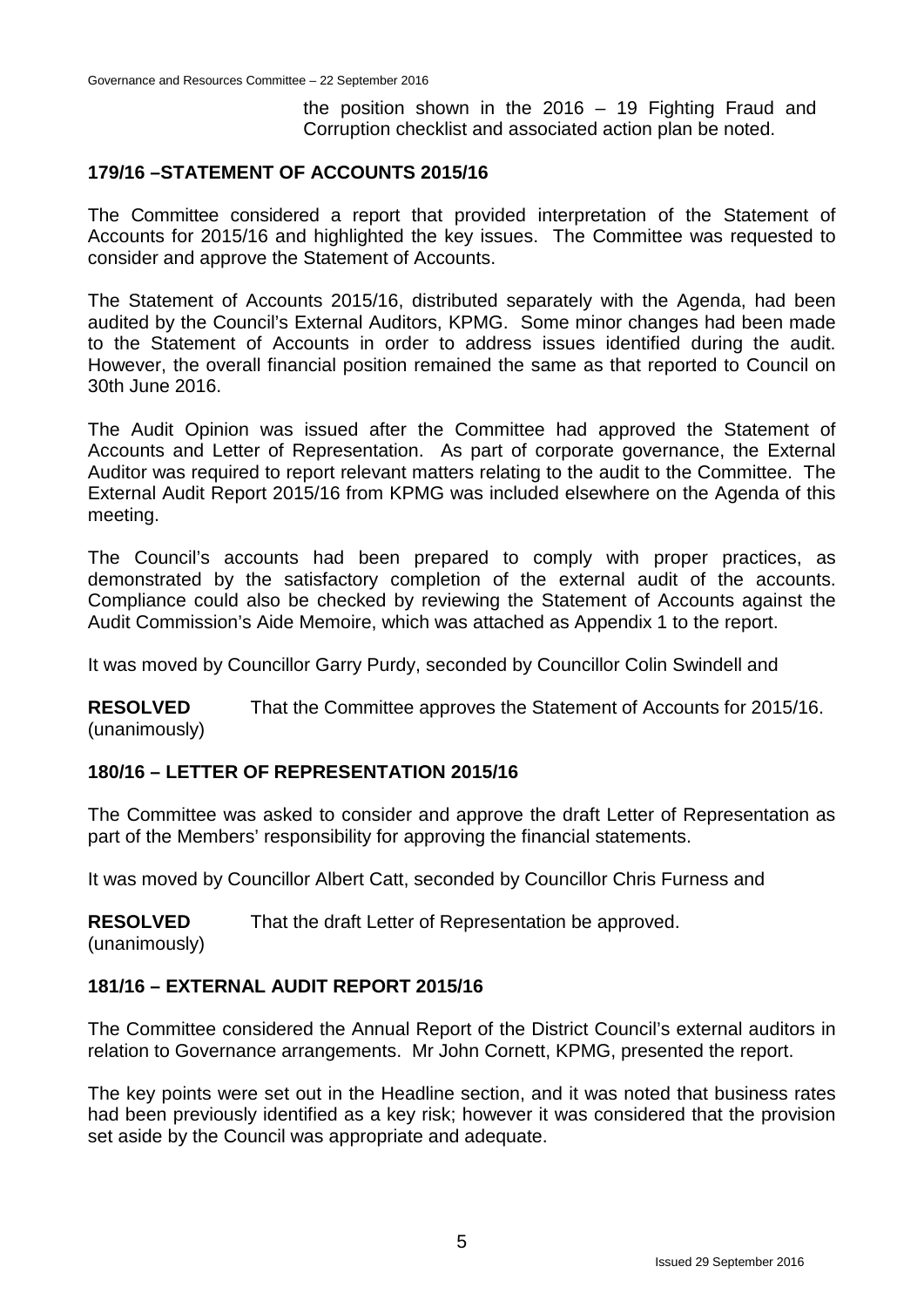the position shown in the 2016 – 19 Fighting Fraud and Corruption checklist and associated action plan be noted.

## 179/16 –STATEMENT OF ACCOUNTS 2015/16

The Committee considered a report that provided interpretation of the Statement of Accounts for 2015/16 and highlighted the key issues. The Committee was requested to consider and approve the Statement of Accounts.

The Statement of Accounts 2015/16, distributed separately with the Agenda, had been audited by the Council's External Auditors, KPMG. Some minor changes had been made to the Statement of Accounts in order to address issues identified during the audit. However, the overall financial position remained the same as that reported to Council on 30th June 2016.

The Audit Opinion was issued after the Committee had approved the Statement of Accounts and Letter of Representation. As part of corporate governance, the External Auditor was required to report relevant matters relating to the audit to the Committee. The External Audit Report 2015/16 from KPMG was included elsewhere on the Agenda of this meeting.

The Council's accounts had been prepared to comply with proper practices, as demonstrated by the satisfactory completion of the external audit of the accounts. Compliance could also be checked by reviewing the Statement of Accounts against the Audit Commission's Aide Memoire, which was attached as Appendix 1 to the report.

It was moved by Councillor Garry Purdy, seconded by Councillor Colin Swindell and

**RESOLVED** (unanimously) That the Committee approves the Statement of Accounts for 2015/16.

## 180/16 – LETTER OF REPRESENTATION 2015/16

The Committee was asked to consider and approve the draft Letter of Representation as part of the Members' responsibility for approving the financial statements.

It was moved by Councillor Albert Catt, seconded by Councillor Chris Furness and

**RESOLVED** (unanimously) That the draft Letter of Representation be approved.

## 181/16 – EXTERNAL AUDIT REPORT 2015/16

The Committee considered the Annual Report of the District Council's external auditors in relation to Governance arrangements. Mr John Cornett, KPMG, presented the report.

The key points were set out in the Headline section, and it was noted that business rates had been previously identified as a key risk; however it was considered that the provision set aside by the Council was appropriate and adequate.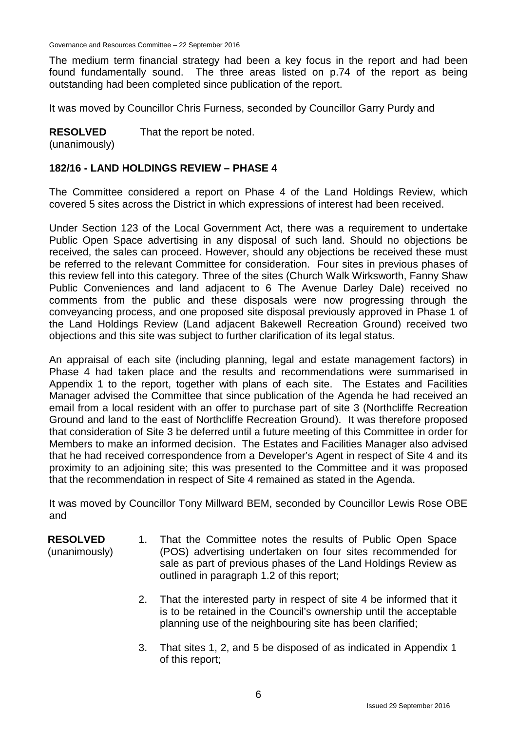The medium term financial strategy had been a key focus in the report and had been found fundamentally sound. The three areas listed on p.74 of the report as being outstanding had been completed since publication of the report.

It was moved by Councillor Chris Furness, seconded by Councillor Garry Purdy and

**RESOLVED** (unanimously) That the report be noted.

## 182/16 - LAND HOLDINGS REVIEW – PHASE 4

The Committee considered a report on Phase 4 of the Land Holdings Review, which covered 5 sites across the District in which expressions of interest had been received.

Under Section 123 of the Local Government Act, there was a requirement to undertake Public Open Space advertising in any disposal of such land. Should no objections be received, the sales can proceed. However, should any objections be received these must be referred to the relevant Committee for consideration. Four sites in previous phases of this review fell into this category. Three of the sites (Church Walk Wirksworth, Fanny Shaw Public Conveniences and land adjacent to 6 The Avenue Darley Dale) received no comments from the public and these disposals were now progressing through the conveyancing process, and one proposed site disposal previously approved in Phase 1 of the Land Holdings Review (Land adjacent Bakewell Recreation Ground) received two objections and this site was subject to further clarification of its legal status.

An appraisal of each site (including planning, legal and estate management factors) in Phase 4 had taken place and the results and recommendations were summarised in Appendix 1 to the report, together with plans of each site. The Estates and Facilities Manager advised the Committee that since publication of the Agenda he had received an email from a local resident with an offer to purchase part of site 3 (Northcliffe Recreation Ground and land to the east of Northcliffe Recreation Ground). It was therefore proposed that consideration of Site 3 be deferred until a future meeting of this Committee in order for Members to make an informed decision. The Estates and Facilities Manager also advised that he had received correspondence from a Developer's Agent in respect of Site 4 and its proximity to an adjoining site; this was presented to the Committee and it was proposed that the recommendation in respect of Site 4 remained as stated in the Agenda.

It was moved by Councillor Tony Millward BEM, seconded by Councillor Lewis Rose OBE and

**RESOLVED** (unanimously)

1. That the Committee notes the results of Public Open Space (POS) advertising undertaken on four sites recommended for sale as part of previous phases of the Land Holdings Review as outlined in paragraph 1.2 of this report;

2. That the interested party in respect of site 4 be informed that it is to be retained in the Council's ownership until the acceptable planning use of the neighbouring site has been clarified;

3. That sites 1, 2, and 5 be disposed of as indicated in Appendix 1 of this report;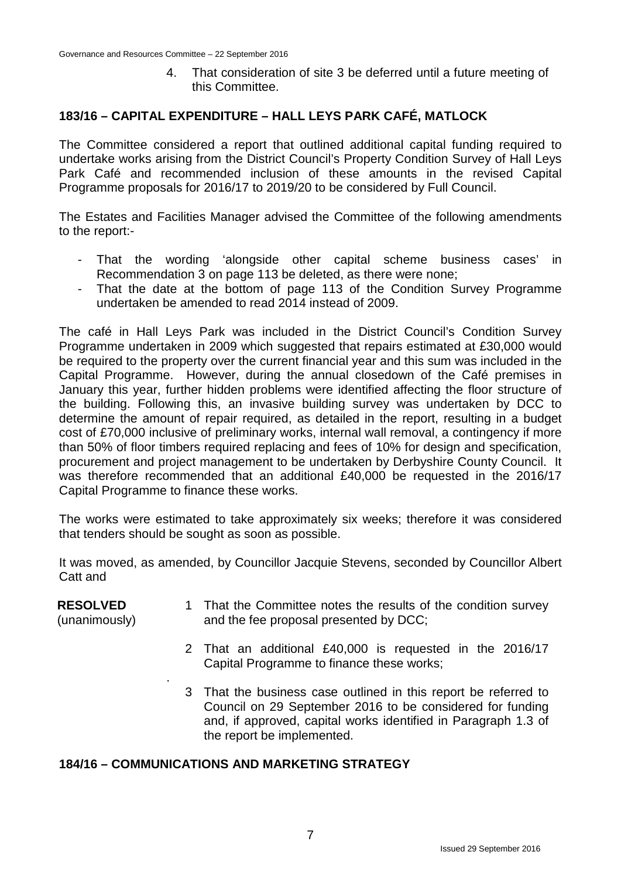4. That consideration of site 3 be deferred until a future meeting of this Committee.

## 183/16 – CAPITAL EXPENDITURE – HALL LEYS PARK CAFÉ, MATLOCK

The Committee considered a report that outlined additional capital funding required to undertake works arising from the District Council's Property Condition Survey of Hall Leys Park Café and recommended inclusion of these amounts in the revised Capital Programme proposals for 2016/17 to 2019/20 to be considered by Full Council.

The Estates and Facilities Manager advised the Committee of the following amendments to the report:-

- That the wording 'alongside other capital scheme business cases' in Recommendation 3 on page 113 be deleted, as there were none;
- That the date at the bottom of page 113 of the Condition Survey Programme undertaken be amended to read 2014 instead of 2009.

The café in Hall Leys Park was included in the District Council's Condition Survey Programme undertaken in 2009 which suggested that repairs estimated at £30,000 would be required to the property over the current financial year and this sum was included in the Capital Programme. However, during the annual closedown of the Café premises in January this year, further hidden problems were identified affecting the floor structure of the building. Following this, an invasive building survey was undertaken by DCC to determine the amount of repair required, as detailed in the report, resulting in a budget cost of £70,000 inclusive of preliminary works, internal wall removal, a contingency if more than 50% of floor timbers required replacing and fees of 10% for design and specification, procurement and project management to be undertaken by Derbyshire County Council. It was therefore recommended that an additional £40,000 be requested in the 2016/17 Capital Programme to finance these works.

The works were estimated to take approximately six weeks; therefore it was considered that tenders should be sought as soon as possible.

It was moved, as amended, by Councillor Jacquie Stevens, seconded by Councillor Albert Catt and

**RESOLVED** (unanimously)

1. That the Committee notes the results of the condition survey and the fee proposal presented by DCC;
2. That an additional £40,000 is requested in the 2016/17 Capital Programme to finance these works;
3. That the business case outlined in this report be referred to Council on 29 September 2016 to be considered for funding and, if approved, capital works identified in Paragraph 1.3 of the report be implemented.

## 184/16 – COMMUNICATIONS AND MARKETING STRATEGY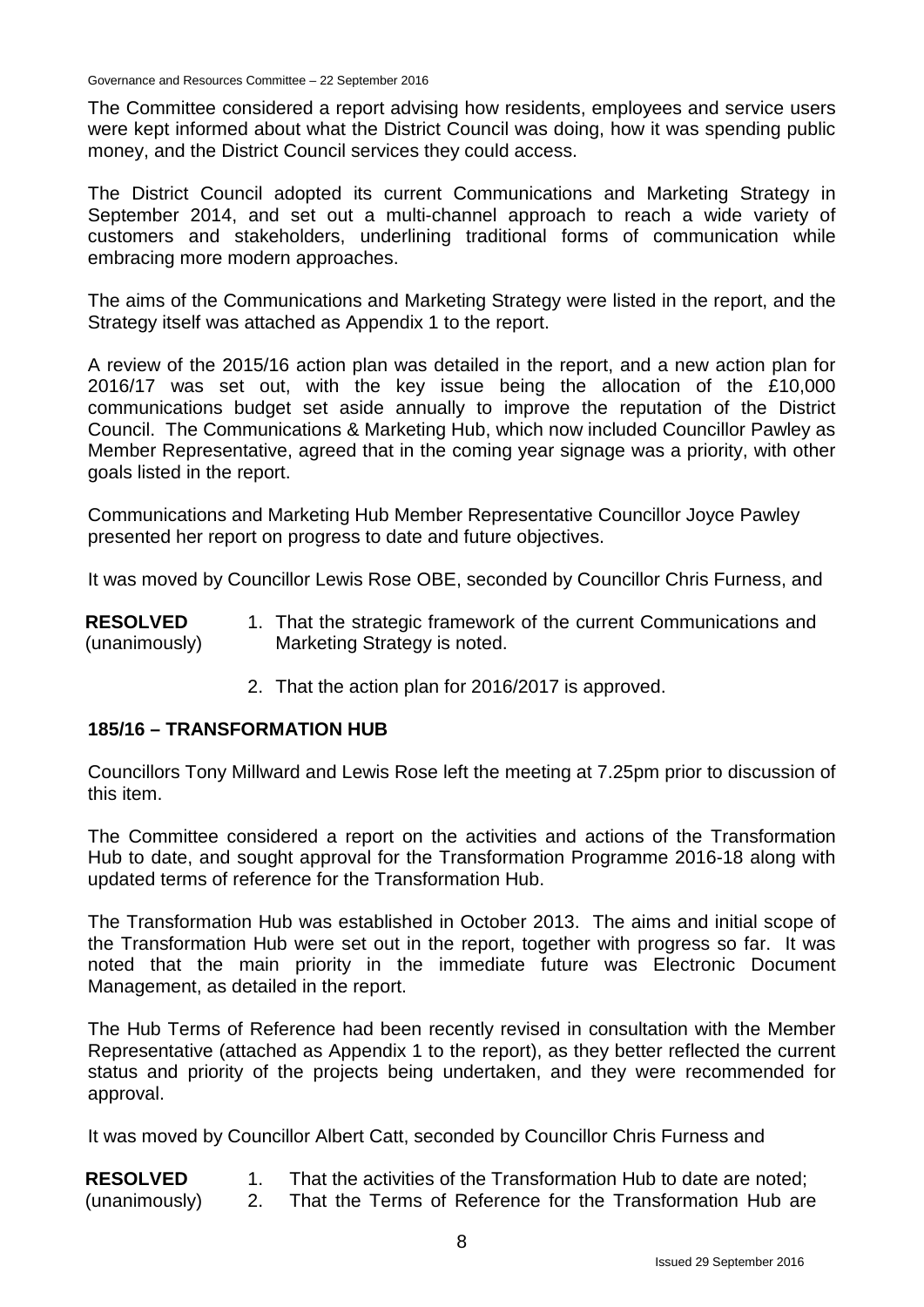The Committee considered a report advising how residents, employees and service users were kept informed about what the District Council was doing, how it was spending public money, and the District Council services they could access.

The District Council adopted its current Communications and Marketing Strategy in September 2014, and set out a multi-channel approach to reach a wide variety of customers and stakeholders, underlining traditional forms of communication while embracing more modern approaches.

The aims of the Communications and Marketing Strategy were listed in the report, and the Strategy itself was attached as Appendix 1 to the report.

A review of the 2015/16 action plan was detailed in the report, and a new action plan for 2016/17 was set out, with the key issue being the allocation of the £10,000 communications budget set aside annually to improve the reputation of the District Council. The Communications & Marketing Hub, which now included Councillor Pawley as Member Representative, agreed that in the coming year signage was a priority, with other goals listed in the report.

Communications and Marketing Hub Member Representative Councillor Joyce Pawley presented her report on progress to date and future objectives.

It was moved by Councillor Lewis Rose OBE, seconded by Councillor Chris Furness, and

**RESOLVED** (unanimously)

1. That the strategic framework of the current Communications and Marketing Strategy is noted.
2. That the action plan for 2016/2017 is approved.

## 185/16 – TRANSFORMATION HUB

Councillors Tony Millward and Lewis Rose left the meeting at 7.25pm prior to discussion of this item.

The Committee considered a report on the activities and actions of the Transformation Hub to date, and sought approval for the Transformation Programme 2016-18 along with updated terms of reference for the Transformation Hub.

The Transformation Hub was established in October 2013. The aims and initial scope of the Transformation Hub were set out in the report, together with progress so far. It was noted that the main priority in the immediate future was Electronic Document Management, as detailed in the report.

The Hub Terms of Reference had been recently revised in consultation with the Member Representative (attached as Appendix 1 to the report), as they better reflected the current status and priority of the projects being undertaken, and they were recommended for approval.

It was moved by Councillor Albert Catt, seconded by Councillor Chris Furness and

**RESOLVED** (unanimously)

1. That the activities of the Transformation Hub to date are noted;
2. That the Terms of Reference for the Transformation Hub are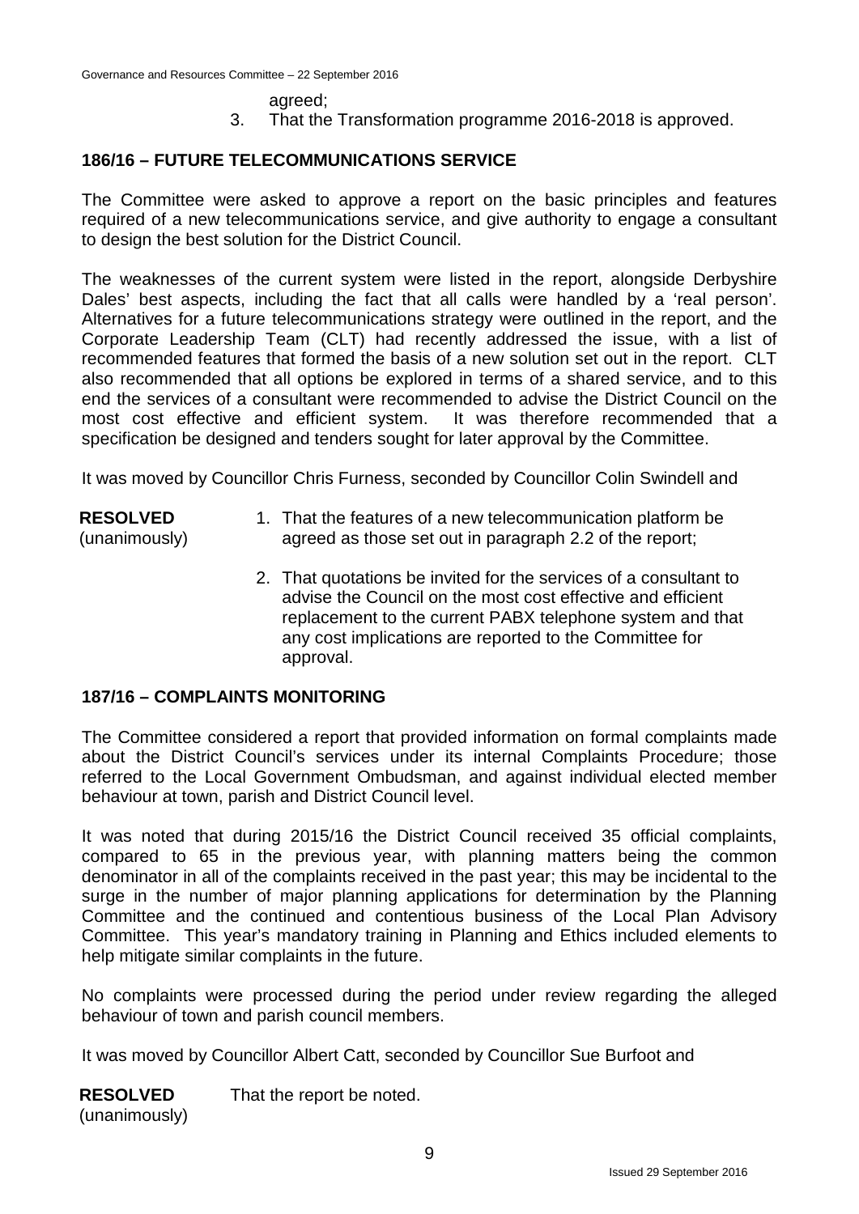agreed;

3. That the Transformation programme 2016-2018 is approved.

## 186/16 – FUTURE TELECOMMUNICATIONS SERVICE

The Committee were asked to approve a report on the basic principles and features required of a new telecommunications service, and give authority to engage a consultant to design the best solution for the District Council.

The weaknesses of the current system were listed in the report, alongside Derbyshire Dales' best aspects, including the fact that all calls were handled by a 'real person'. Alternatives for a future telecommunications strategy were outlined in the report, and the Corporate Leadership Team (CLT) had recently addressed the issue, with a list of recommended features that formed the basis of a new solution set out in the report. CLT also recommended that all options be explored in terms of a shared service, and to this end the services of a consultant were recommended to advise the District Council on the most cost effective and efficient system. It was therefore recommended that a specification be designed and tenders sought for later approval by the Committee.

It was moved by Councillor Chris Furness, seconded by Councillor Colin Swindell and

**RESOLVED** (unanimously)

1. That the features of a new telecommunication platform be agreed as those set out in paragraph 2.2 of the report;
2. That quotations be invited for the services of a consultant to advise the Council on the most cost effective and efficient replacement to the current PABX telephone system and that any cost implications are reported to the Committee for approval.

## 187/16 – COMPLAINTS MONITORING

The Committee considered a report that provided information on formal complaints made about the District Council's services under its internal Complaints Procedure; those referred to the Local Government Ombudsman, and against individual elected member behaviour at town, parish and District Council level.

It was noted that during 2015/16 the District Council received 35 official complaints, compared to 65 in the previous year, with planning matters being the common denominator in all of the complaints received in the past year; this may be incidental to the surge in the number of major planning applications for determination by the Planning Committee and the continued and contentious business of the Local Plan Advisory Committee. This year's mandatory training in Planning and Ethics included elements to help mitigate similar complaints in the future.

No complaints were processed during the period under review regarding the alleged behaviour of town and parish council members.

It was moved by Councillor Albert Catt, seconded by Councillor Sue Burfoot and

**RESOLVED** (unanimously) That the report be noted.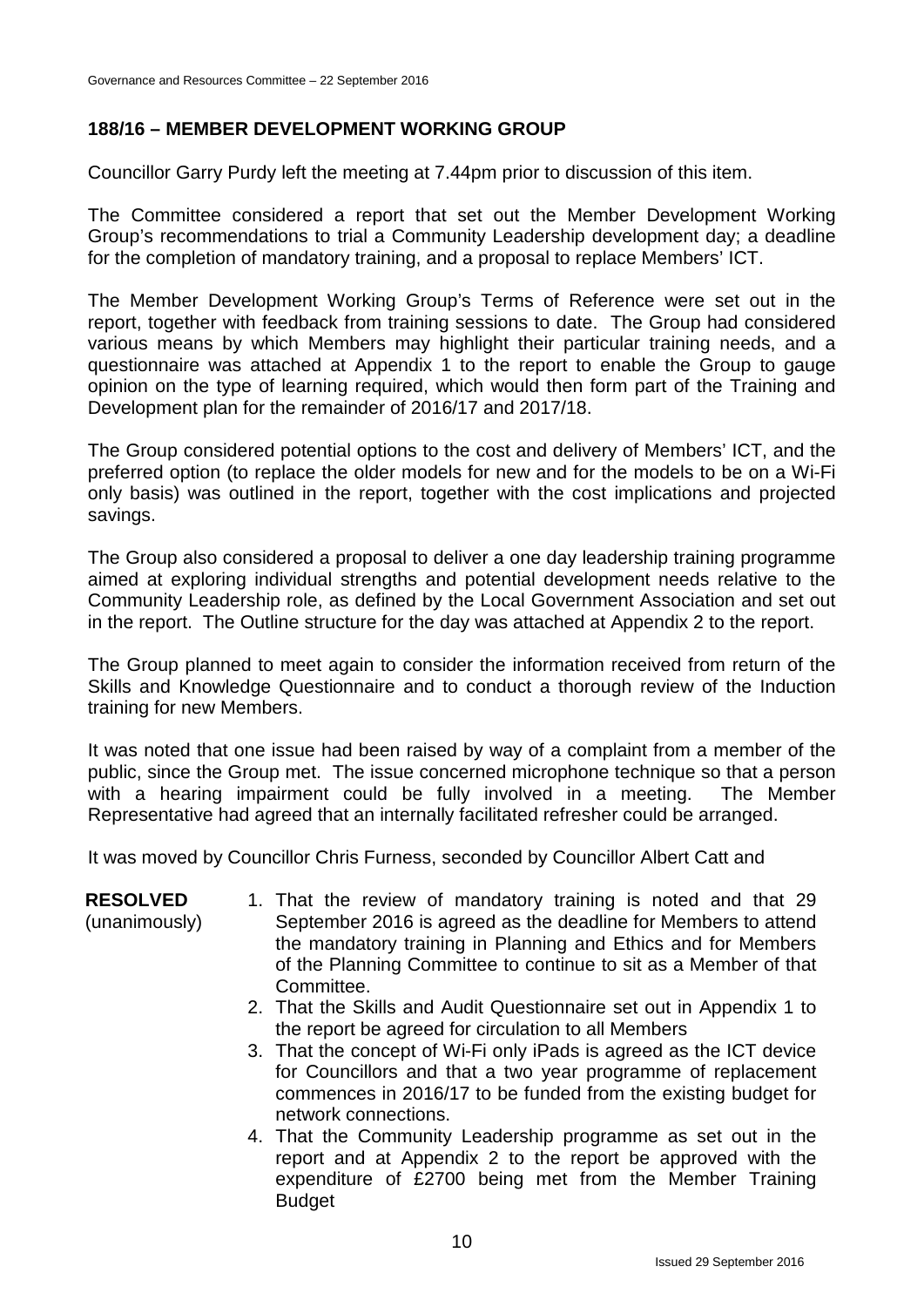## 188/16 – MEMBER DEVELOPMENT WORKING GROUP

Councillor Garry Purdy left the meeting at 7.44pm prior to discussion of this item.

The Committee considered a report that set out the Member Development Working Group's recommendations to trial a Community Leadership development day; a deadline for the completion of mandatory training, and a proposal to replace Members' ICT.

The Member Development Working Group's Terms of Reference were set out in the report, together with feedback from training sessions to date. The Group had considered various means by which Members may highlight their particular training needs, and a questionnaire was attached at Appendix 1 to the report to enable the Group to gauge opinion on the type of learning required, which would then form part of the Training and Development plan for the remainder of 2016/17 and 2017/18.

The Group considered potential options to the cost and delivery of Members' ICT, and the preferred option (to replace the older models for new and for the models to be on a Wi-Fi only basis) was outlined in the report, together with the cost implications and projected savings.

The Group also considered a proposal to deliver a one day leadership training programme aimed at exploring individual strengths and potential development needs relative to the Community Leadership role, as defined by the Local Government Association and set out in the report. The Outline structure for the day was attached at Appendix 2 to the report.

The Group planned to meet again to consider the information received from return of the Skills and Knowledge Questionnaire and to conduct a thorough review of the Induction training for new Members.

It was noted that one issue had been raised by way of a complaint from a member of the public, since the Group met. The issue concerned microphone technique so that a person with a hearing impairment could be fully involved in a meeting. The Member Representative had agreed that an internally facilitated refresher could be arranged.

It was moved by Councillor Chris Furness, seconded by Councillor Albert Catt and

**RESOLVED** (unanimously)

1. That the review of mandatory training is noted and that 29 September 2016 is agreed as the deadline for Members to attend the mandatory training in Planning and Ethics and for Members of the Planning Committee to continue to sit as a Member of that Committee.
2. That the Skills and Audit Questionnaire set out in Appendix 1 to the report be agreed for circulation to all Members
3. That the concept of Wi-Fi only iPads is agreed as the ICT device for Councillors and that a two year programme of replacement commences in 2016/17 to be funded from the existing budget for network connections.
4. That the Community Leadership programme as set out in the report and at Appendix 2 to the report be approved with the expenditure of £2700 being met from the Member Training Budget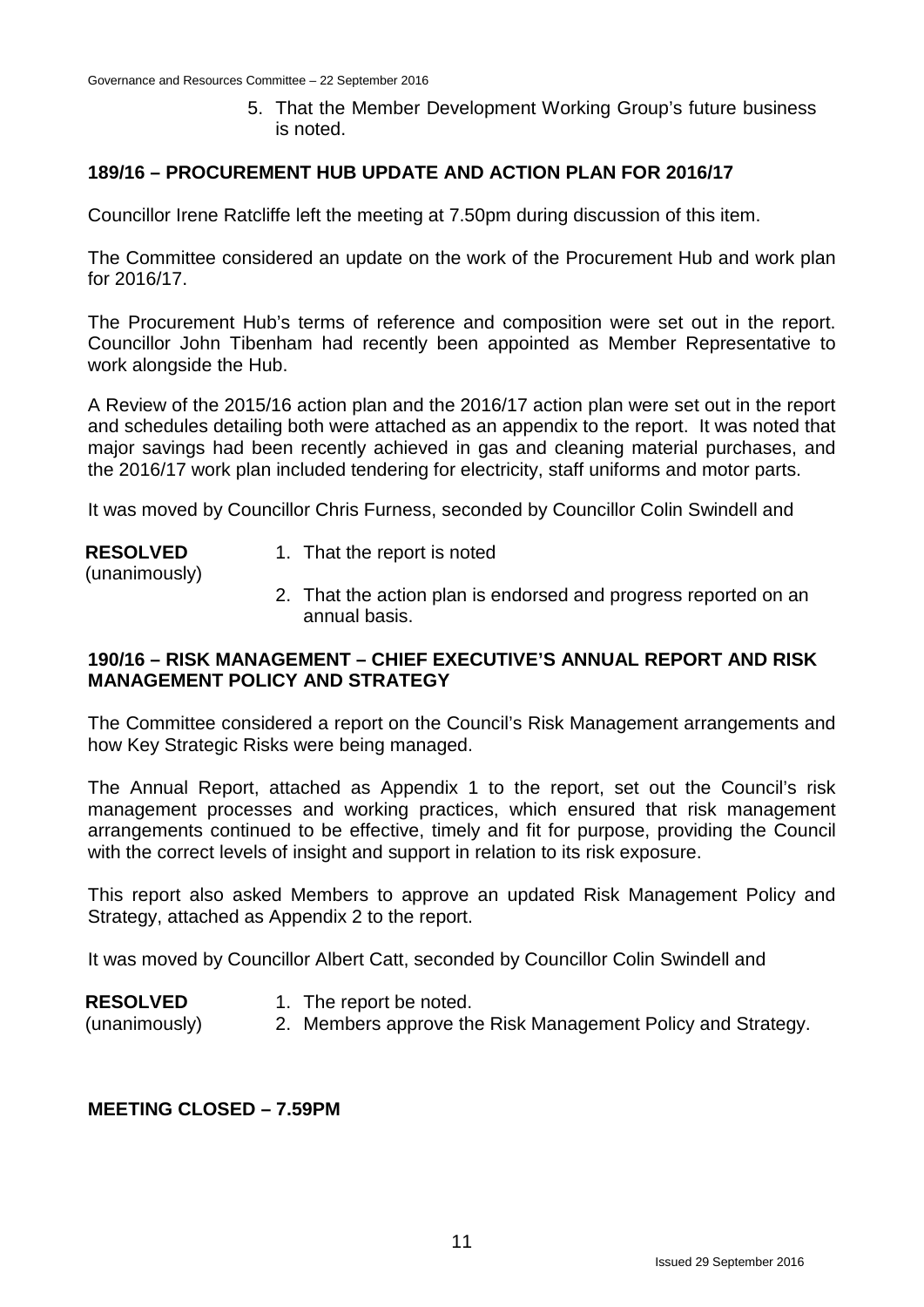5. That the Member Development Working Group's future business is noted.

## 189/16 – PROCUREMENT HUB UPDATE AND ACTION PLAN FOR 2016/17

Councillor Irene Ratcliffe left the meeting at 7.50pm during discussion of this item.

The Committee considered an update on the work of the Procurement Hub and work plan for 2016/17.

The Procurement Hub's terms of reference and composition were set out in the report. Councillor John Tibenham had recently been appointed as Member Representative to work alongside the Hub.

A Review of the 2015/16 action plan and the 2016/17 action plan were set out in the report and schedules detailing both were attached as an appendix to the report. It was noted that major savings had been recently achieved in gas and cleaning material purchases, and the 2016/17 work plan included tendering for electricity, staff uniforms and motor parts.

It was moved by Councillor Chris Furness, seconded by Councillor Colin Swindell and

**RESOLVED** (unanimously)

1. That the report is noted
2. That the action plan is endorsed and progress reported on an annual basis.

## 190/16 – RISK MANAGEMENT – CHIEF EXECUTIVE'S ANNUAL REPORT AND RISK MANAGEMENT POLICY AND STRATEGY

The Committee considered a report on the Council's Risk Management arrangements and how Key Strategic Risks were being managed.

The Annual Report, attached as Appendix 1 to the report, set out the Council's risk management processes and working practices, which ensured that risk management arrangements continued to be effective, timely and fit for purpose, providing the Council with the correct levels of insight and support in relation to its risk exposure.

This report also asked Members to approve an updated Risk Management Policy and Strategy, attached as Appendix 2 to the report.

It was moved by Councillor Albert Catt, seconded by Councillor Colin Swindell and

**RESOLVED** (unanimously)

1. The report be noted.
2. Members approve the Risk Management Policy and Strategy.

**MEETING CLOSED – 7.59PM**

Issued 29 September 2016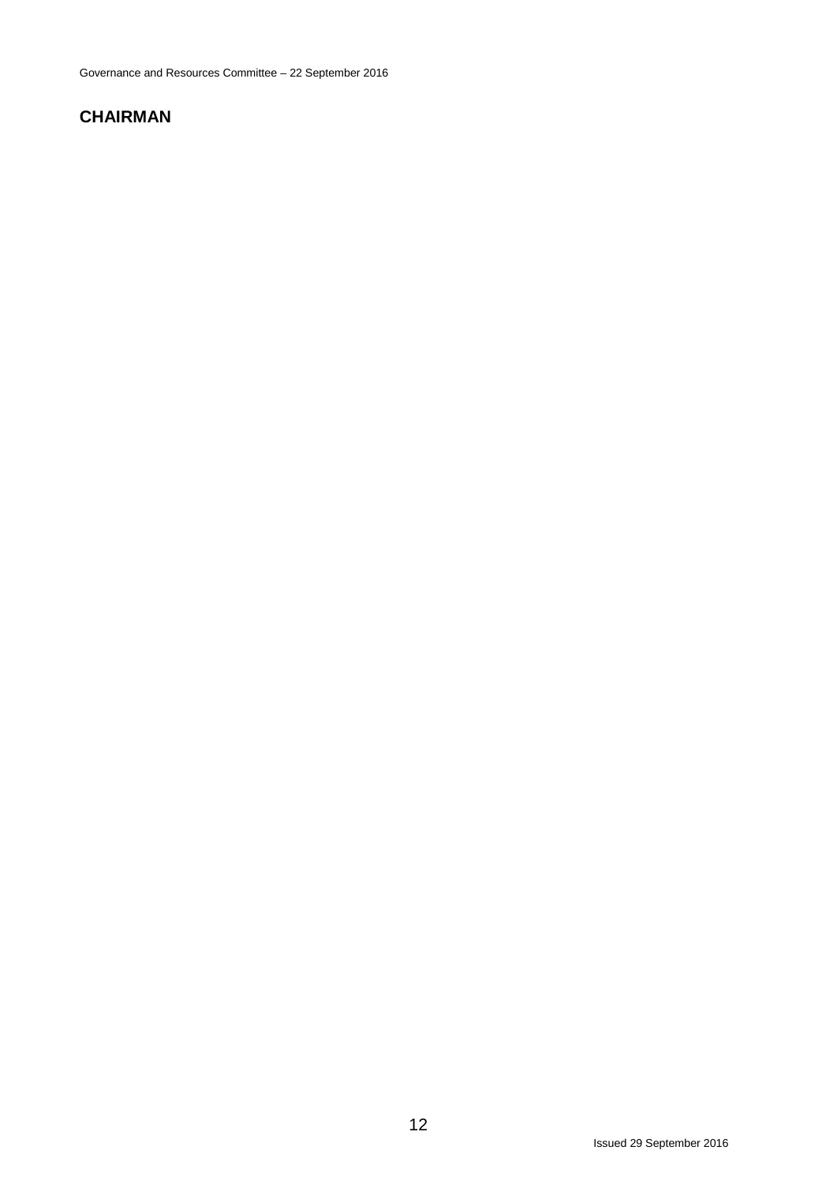**CHAIRMAN**